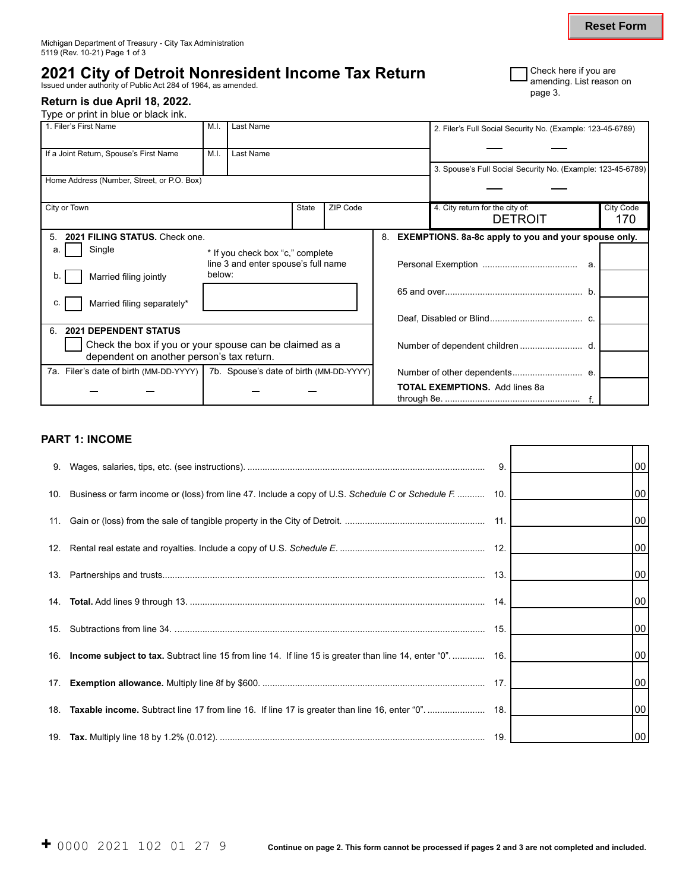Michigan Department of Treasury - City Tax Administration
5119 (Rev. 10-21) Page 1 of 3

Reset Form

# 2021 City of Detroit Nonresident Income Tax Return

Issued under authority of Public Act 284 of 1964, as amended.

☐ Check here if you are amending. List reason on page 3.

**Return is due April 18, 2022.**

Type or print in blue or black ink.

| 1. Filer's First Name | M.I. | Last Name | 2. Filer's Full Social Security No. (Example: 123-45-6789) |
|---|---|---|---|
| If a Joint Return, Spouse's First Name | M.I. | Last Name | 3. Spouse's Full Social Security No. (Example: 123-45-6789) |
| Home Address (Number, Street, or P.O. Box) | | | |
| City or Town | State | ZIP Code | 4. City return for the city of: DETROIT — City Code 170 |

**5. 2021 FILING STATUS.** Check one.

- a. ☐ Single
- b. ☐ Married filing jointly
- c. ☐ Married filing separately*

\* If you check box "c," complete line 3 and enter spouse's full name below:

**6. 2021 DEPENDENT STATUS**

☐ Check the box if you or your spouse can be claimed as a dependent on another person's tax return.

| 7a. Filer's date of birth (MM-DD-YYYY) | 7b. Spouse's date of birth (MM-DD-YYYY) |
|---|---|
| | |

**8. EXEMPTIONS. 8a-8c apply to you and your spouse only.**

| | | |
|---|---|---|
| Personal Exemption | a. | |
| 65 and over | b. | |
| Deaf, Disabled or Blind | c. | |
| Number of dependent children | d. | |
| Number of other dependents | e. | |
| **TOTAL EXEMPTIONS.** Add lines 8a through 8e. | f. | |

## PART 1: INCOME

| | | | |
|---|---|---|---|
| 9. | Wages, salaries, tips, etc. (see instructions). | 9. | 00 |
| 10. | Business or farm income or (loss) from line 47. Include a copy of U.S. *Schedule C* or *Schedule F*. | 10. | 00 |
| 11. | Gain or (loss) from the sale of tangible property in the City of Detroit. | 11. | 00 |
| 12. | Rental real estate and royalties. Include a copy of U.S. *Schedule E*. | 12. | 00 |
| 13. | Partnerships and trusts | 13. | 00 |
| 14. | **Total.** Add lines 9 through 13. | 14. | 00 |
| 15. | Subtractions from line 34. | 15. | 00 |
| 16. | **Income subject to tax.** Subtract line 15 from line 14. If line 15 is greater than line 14, enter "0". | 16. | 00 |
| 17. | **Exemption allowance.** Multiply line 8f by $600. | 17. | 00 |
| 18. | **Taxable income.** Subtract line 17 from line 16. If line 17 is greater than line 16, enter "0". | 18. | 00 |
| 19. | **Tax.** Multiply line 18 by 1.2% (0.012). | 19. | 00 |

+ 0000 2021 102 01 27 9

**Continue on page 2. This form cannot be processed if pages 2 and 3 are not completed and included.**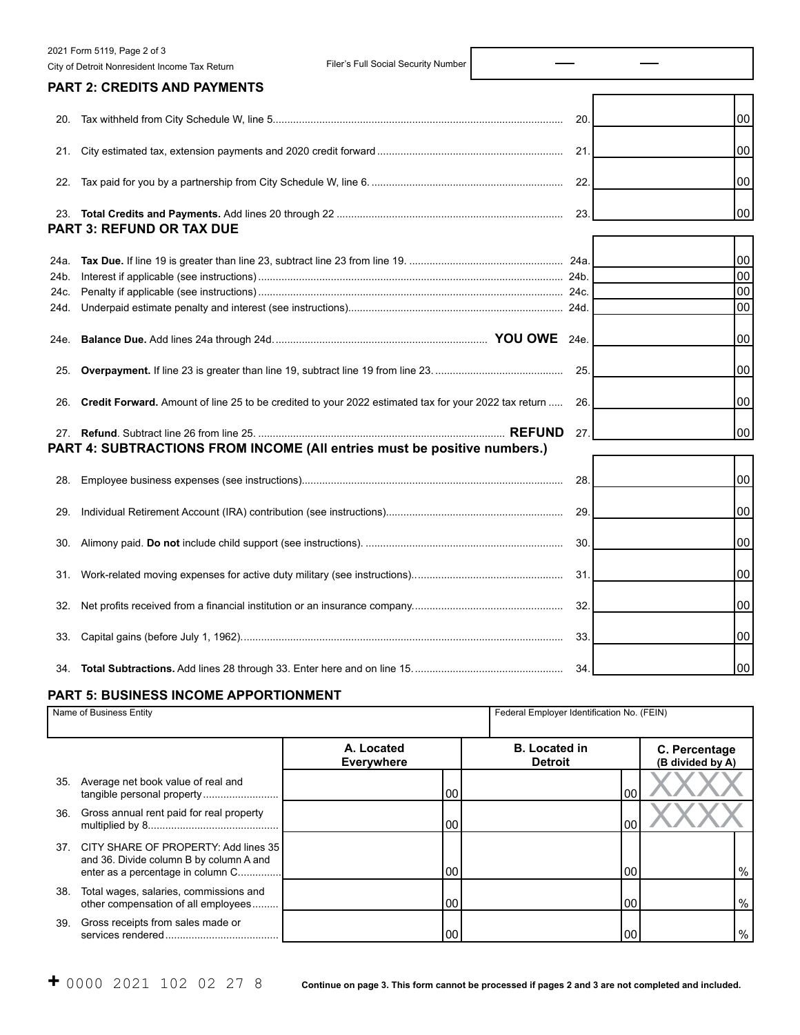Filer's Full Social Security Number

## PART 2: CREDITS AND PAYMENTS

| | | | |
|---|---|---|---|
| 20. | Tax withheld from City Schedule W, line 5 | 20. | 00 |
| 21. | City estimated tax, extension payments and 2020 credit forward | 21. | 00 |
| 22. | Tax paid for you by a partnership from City Schedule W, line 6. | 22. | 00 |
| 23. | **Total Credits and Payments.** Add lines 20 through 22 | 23. | 00 |

## PART 3: REFUND OR TAX DUE

| | | | |
|---|---|---|---|
| 24a. | **Tax Due.** If line 19 is greater than line 23, subtract line 23 from line 19. | 24a. | 00 |
| 24b. | Interest if applicable (see instructions) | 24b. | 00 |
| 24c. | Penalty if applicable (see instructions) | 24c. | 00 |
| 24d. | Underpaid estimate penalty and interest (see instructions) | 24d. | 00 |
| 24e. | **Balance Due.** Add lines 24a through 24d. **YOU OWE** | 24e. | 00 |
| 25. | **Overpayment.** If line 23 is greater than line 19, subtract line 19 from line 23. | 25. | 00 |
| 26. | **Credit Forward.** Amount of line 25 to be credited to your 2022 estimated tax for your 2022 tax return | 26. | 00 |
| 27. | **Refund**. Subtract line 26 from line 25. **REFUND** | 27. | 00 |

## PART 4: SUBTRACTIONS FROM INCOME (All entries must be positive numbers.)

| | | | |
|---|---|---|---|
| 28. | Employee business expenses (see instructions) | 28. | 00 |
| 29. | Individual Retirement Account (IRA) contribution (see instructions) | 29. | 00 |
| 30. | Alimony paid. **Do not** include child support (see instructions). | 30. | 00 |
| 31. | Work-related moving expenses for active duty military (see instructions). | 31. | 00 |
| 32. | Net profits received from a financial institution or an insurance company. | 32. | 00 |
| 33. | Capital gains (before July 1, 1962). | 33. | 00 |
| 34. | **Total Subtractions.** Add lines 28 through 33. Enter here and on line 15. | 34. | 00 |

## PART 5: BUSINESS INCOME APPORTIONMENT

| Name of Business Entity | | Federal Employer Identification No. (FEIN) | |
|---|---|---|---|
| | **A. Located Everywhere** | **B. Located in Detroit** | **C. Percentage (B divided by A)** |
| 35. Average net book value of real and tangible personal property | 00 | 00 | XXXX |
| 36. Gross annual rent paid for real property multiplied by 8 | 00 | 00 | XXXX |
| 37. CITY SHARE OF PROPERTY: Add lines 35 and 36. Divide column B by column A and enter as a percentage in column C | 00 | 00 | % |
| 38. Total wages, salaries, commissions and other compensation of all employees | 00 | 00 | % |
| 39. Gross receipts from sales made or services rendered | 00 | 00 | % |

**Continue on page 3. This form cannot be processed if pages 2 and 3 are not completed and included.**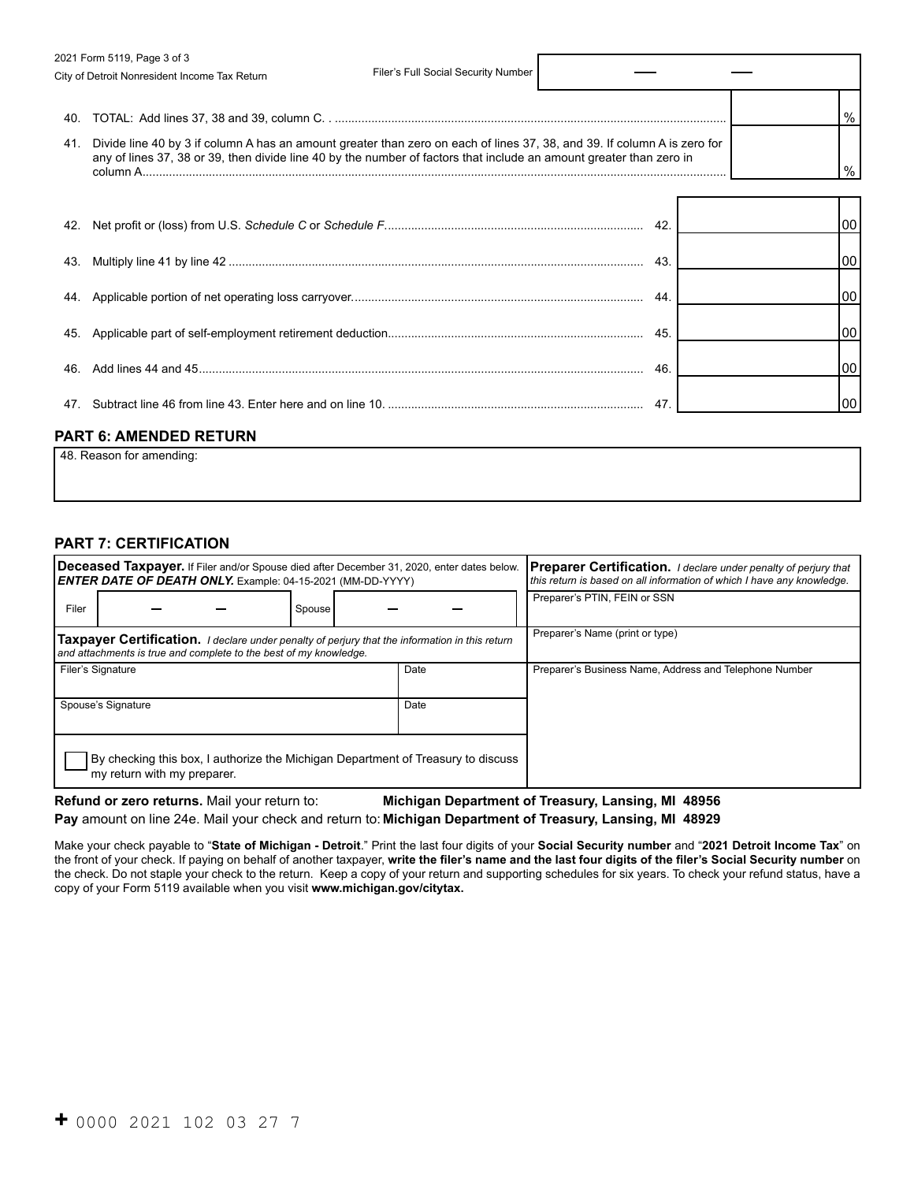2021 Form 5119, Page 3 of 3

City of Detroit Nonresident Income Tax Return

Filer's Full Social Security Number

| | | |
|---|---|---|
| 40. | TOTAL: Add lines 37, 38 and 39, column C. | % |
| 41. | Divide line 40 by 3 if column A has an amount greater than zero on each of lines 37, 38, and 39. If column A is zero for any of lines 37, 38 or 39, then divide line 40 by the number of factors that include an amount greater than zero in column A | % |

| | | | |
|---|---|---|---|
| 42. | Net profit or (loss) from U.S. *Schedule C* or *Schedule F* | 42. | 00 |
| 43. | Multiply line 41 by line 42 | 43. | 00 |
| 44. | Applicable portion of net operating loss carryover | 44. | 00 |
| 45. | Applicable part of self-employment retirement deduction | 45. | 00 |
| 46. | Add lines 44 and 45 | 46. | 00 |
| 47. | Subtract line 46 from line 43. Enter here and on line 10. | 47. | 00 |

## PART 6: AMENDED RETURN

48. Reason for amending:

## PART 7: CERTIFICATION

**Deceased Taxpayer.** If Filer and/or Spouse died after December 31, 2020, enter dates below. ***ENTER DATE OF DEATH ONLY.*** Example: 04-15-2021 (MM-DD-YYYY)

Filer — — Spouse — —

**Taxpayer Certification.** *I declare under penalty of perjury that the information in this return and attachments is true and complete to the best of my knowledge.*

| | |
|---|---|
| Filer's Signature | Date |
| Spouse's Signature | Date |

☐ By checking this box, I authorize the Michigan Department of Treasury to discuss my return with my preparer.

**Preparer Certification.** *I declare under penalty of perjury that this return is based on all information of which I have any knowledge.*

Preparer's PTIN, FEIN or SSN

Preparer's Name (print or type)

Preparer's Business Name, Address and Telephone Number

**Refund or zero returns.** Mail your return to: **Michigan Department of Treasury, Lansing, MI 48956**

**Pay** amount on line 24e. Mail your check and return to: **Michigan Department of Treasury, Lansing, MI 48929**

Make your check payable to "**State of Michigan - Detroit**." Print the last four digits of your **Social Security number** and "**2021 Detroit Income Tax**" on the front of your check. If paying on behalf of another taxpayer, **write the filer's name and the last four digits of the filer's Social Security number** on the check. Do not staple your check to the return. Keep a copy of your return and supporting schedules for six years. To check your refund status, have a copy of your Form 5119 available when you visit **www.michigan.gov/citytax.**

+ 0000 2021 102 03 27 7